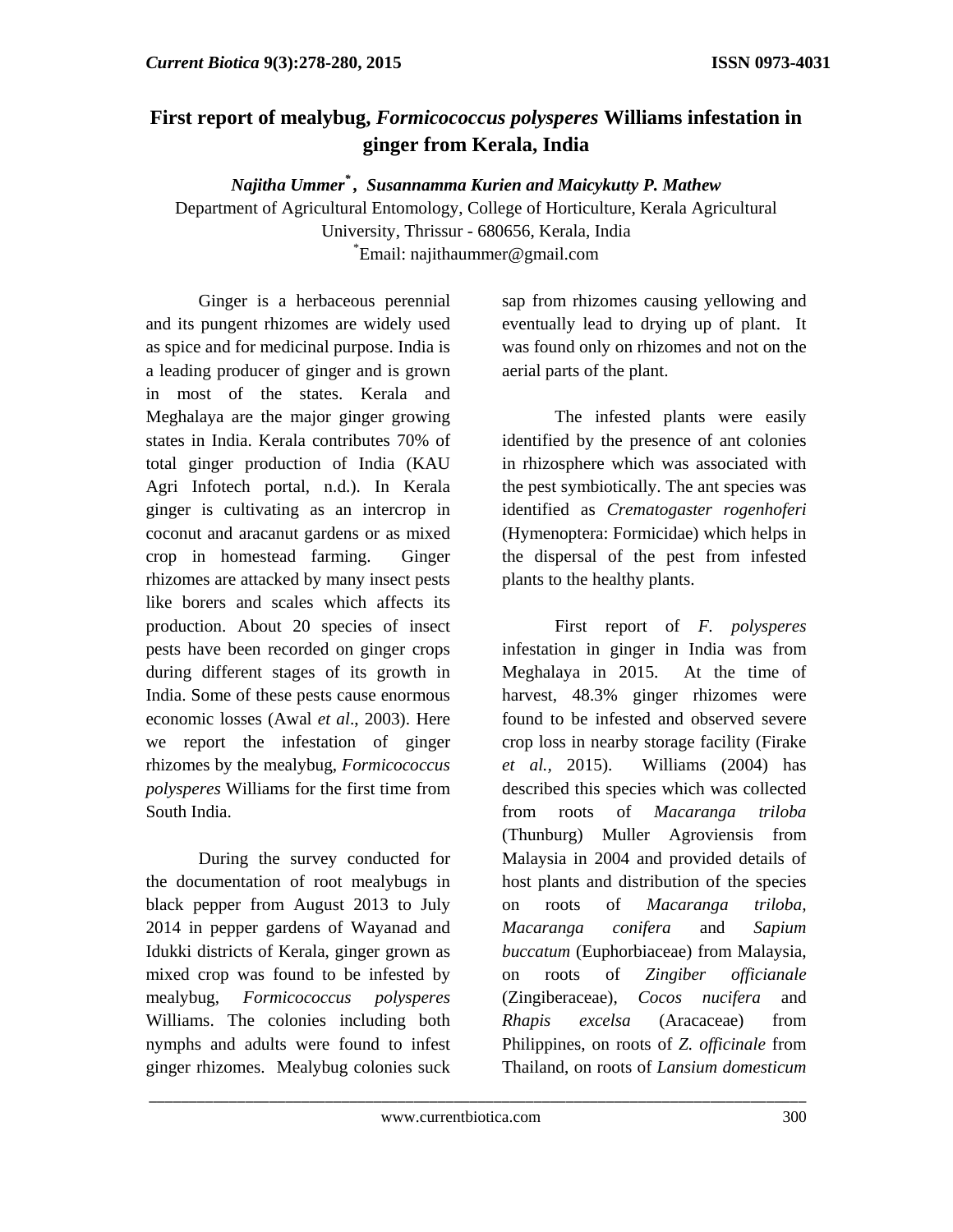# First report of mealybug, *Formicococcus polysperes* Williams infestation in ginger from Kerala, India

***Najitha Ummer*** [*] **,** ***Susannamma Kurien and Maicykutty P. Mathew***

Department of Agricultural Entomology, College of Horticulture, Kerala Agricultural University, Thrissur - 680656, Kerala, India

[*]Email: najithaummer@gmail.com

Ginger is a herbaceous perennial and its pungent rhizomes are widely used as spice and for medicinal purpose. India is a leading producer of ginger and is grown in most of the states. Kerala and Meghalaya are the major ginger growing states in India. Kerala contributes 70% of total ginger production of India (KAU Agri Infotech portal, n.d.). In Kerala ginger is cultivating as an intercrop in coconut and aracanut gardens or as mixed crop in homestead farming. Ginger rhizomes are attacked by many insect pests like borers and scales which affects its production. About 20 species of insect pests have been recorded on ginger crops during different stages of its growth in India. Some of these pests cause enormous economic losses (Awal *et al*., 2003). Here we report the infestation of ginger rhizomes by the mealybug, *Formicococcus polysperes* Williams for the first time from South India.

During the survey conducted for the documentation of root mealybugs in black pepper from August 2013 to July 2014 in pepper gardens of Wayanad and Idukki districts of Kerala, ginger grown as mixed crop was found to be infested by mealybug, *Formicococcus polysperes* Williams. The colonies including both nymphs and adults were found to infest ginger rhizomes. Mealybug colonies suck sap from rhizomes causing yellowing and eventually lead to drying up of plant. It was found only on rhizomes and not on the aerial parts of the plant.

The infested plants were easily identified by the presence of ant colonies in rhizosphere which was associated with the pest symbiotically. The ant species was identified as *Crematogaster rogenhoferi* (Hymenoptera: Formicidae) which helps in the dispersal of the pest from infested plants to the healthy plants.

First report of *F. polysperes* infestation in ginger in India was from Meghalaya in 2015. At the time of harvest, 48.3% ginger rhizomes were found to be infested and observed severe crop loss in nearby storage facility (Firake *et al.,* 2015). Williams (2004) has described this species which was collected from roots of *Macaranga triloba* (Thunburg) Muller Agroviensis from Malaysia in 2004 and provided details of host plants and distribution of the species on roots of *Macaranga triloba, Macaranga conifera* and *Sapium buccatum* (Euphorbiaceae) from Malaysia, on roots of *Zingiber officianale* (Zingiberaceae), *Cocos nucifera* and *Rhapis excelsa* (Aracaceae) from Philippines, on roots of *Z. officinale* from Thailand, on roots of *Lansium domesticum*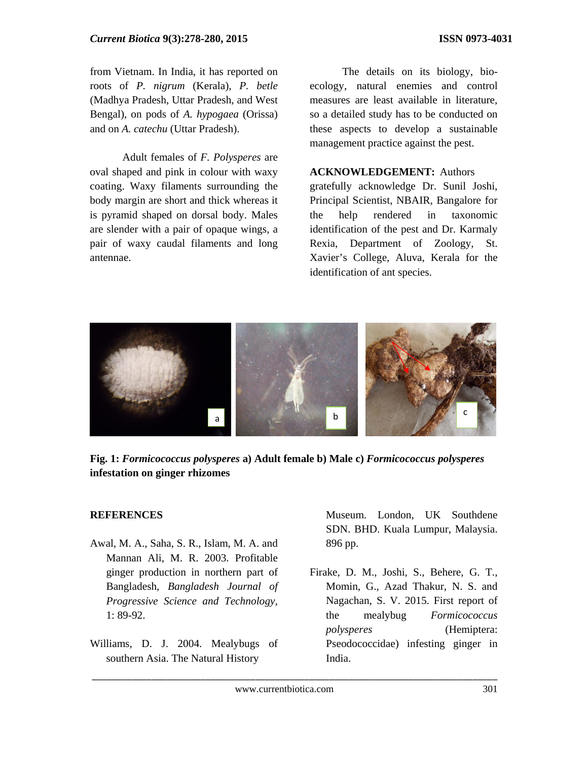from Vietnam. In India, it has reported on roots of *P. nigrum* (Kerala), *P. betle* (Madhya Pradesh, Uttar Pradesh, and West Bengal), on pods of *A. hypogaea* (Orissa) and on *A. catechu* (Uttar Pradesh).

Adult females of *F. Polyspers* are oval shaped and pink in colour with waxy coating. Waxy filaments surrounding the body margin are short and thick whereas it is pyramid shaped on dorsal body. Males are slender with a pair of opaque wings, a pair of waxy caudal filaments and long antennae.

The details on its biology, bio-ecology, natural enemies and control measures are least available in literature, so a detailed study has to be conducted on these aspects to develop a sustainable management practice against the pest.

**ACKNOWLEDGEMENT:** Authors gratefully acknowledge Dr. Sunil Joshi, Principal Scientist, NBAIR, Bangalore for the help rendered in taxonomic identification of the pest and Dr. Karmaly Rexia, Department of Zoology, St. Xavier's College, Aluva, Kerala for the identification of ant species.

**Fig. 1: *Formicococcus polyspers* a) Adult female b) Male c) *Formicococcus polyspers* infestation on ginger rhizomes**

## REFERENCES

Awal, M. A., Saha, S. R., Islam, M. A. and Mannan Ali, M. R. 2003. Profitable ginger production in northern part of Bangladesh, *Bangladesh Journal of Progressive Science and Technology*, 1: 89-92.

Williams, D. J. 2004. Mealybugs of southern Asia. The Natural History Museum. London, UK Southdene SDN. BHD. Kuala Lumpur, Malaysia. 896 pp.

Firake, D. M., Joshi, S., Behere, G. T., Momin, G., Azad Thakur, N. S. and Nagachan, S. V. 2015. First report of the mealybug *Formicococcus polyspers* (Hemiptera: Pseodococcidae) infesting ginger in India.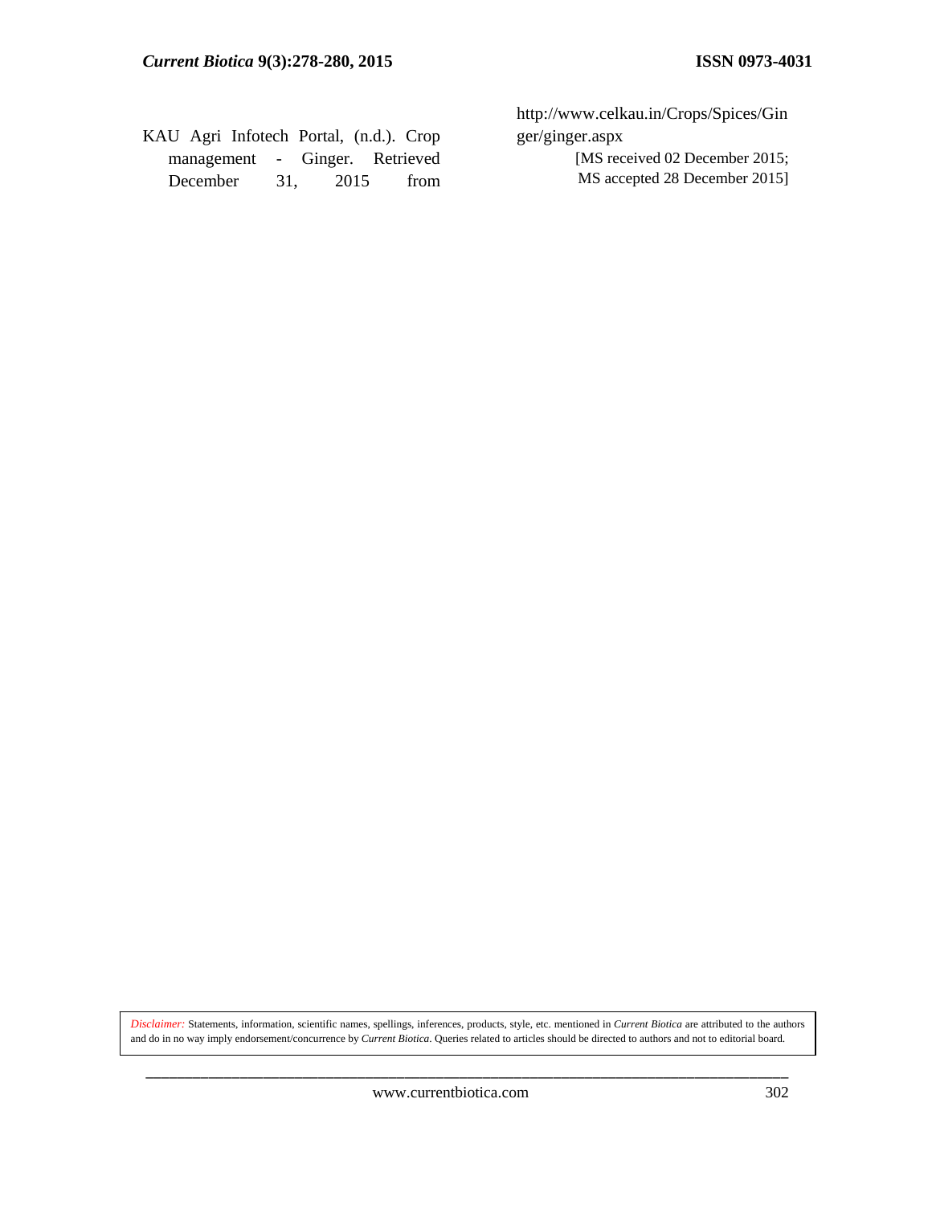KAU Agri Infotech Portal, (n.d.). Crop management - Ginger. Retrieved December 31, 2015 from http://www.celkau.in/Crops/Spices/Ginger/ginger.aspx

[MS received 02 December 2015; MS accepted 28 December 2015]

*Disclaimer:* Statements, information, scientific names, spellings, inferences, products, style, etc. mentioned in *Current Biotica* are attributed to the authors and do in no way imply endorsement/concurrence by *Current Biotica*. Queries related to articles should be directed to authors and not to editorial board.